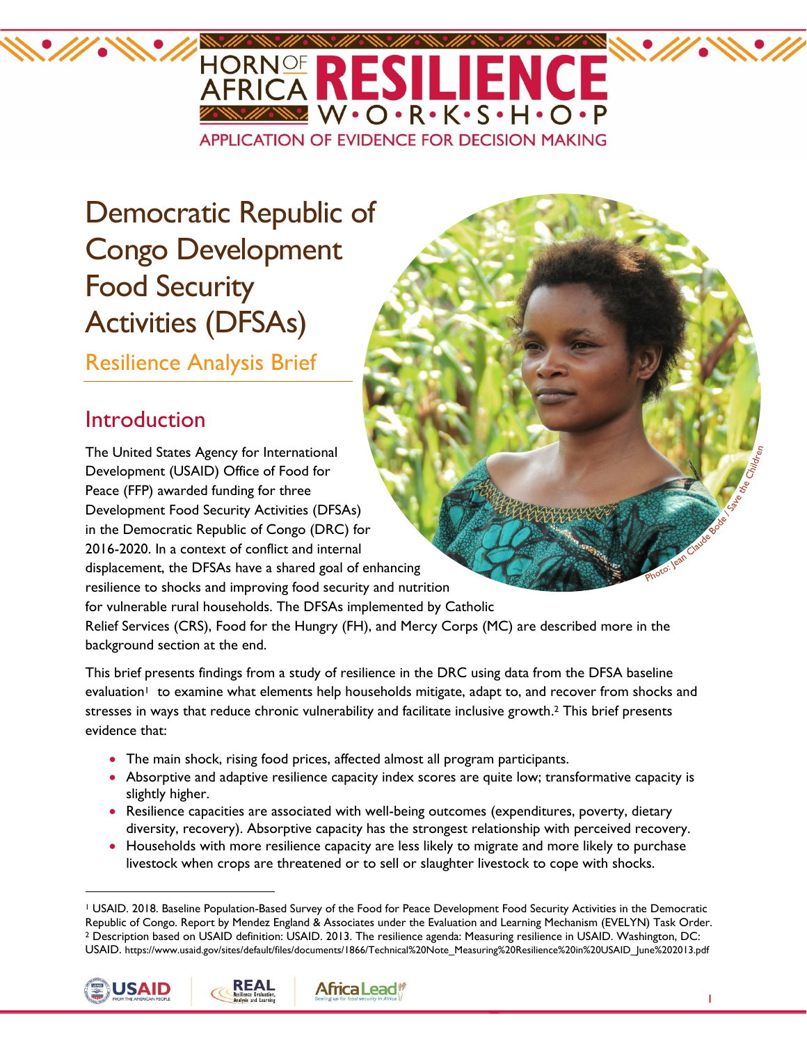# Democratic Republic of Congo Development Food Security Activities (DFSAs)

## Resilience Analysis Brief

## Introduction

The United States Agency for International Development (USAID) Office of Food for Peace (FFP) awarded funding for three Development Food Security Activities (DFSAs) in the Democratic Republic of Congo (DRC) for 2016-2020. In a context of conflict and internal displacement, the DFSAs have a shared goal of enhancing resilience to shocks and improving food security and nutrition for vulnerable rural households. The DFSAs implemented by Catholic Relief Services (CRS), Food for the Hungry (FH), and Mercy Corps (MC) are described more in the background section at the end.

This brief presents findings from a study of resilience in the DRC using data from the DFSA baseline evaluation[1] to examine what elements help households mitigate, adapt to, and recover from shocks and stresses in ways that reduce chronic vulnerability and facilitate inclusive growth.[2] This brief presents evidence that:

- The main shock, rising food prices, affected almost all program participants.
- Absorptive and adaptive resilience capacity index scores are quite low; transformative capacity is slightly higher.
- Resilience capacities are associated with well-being outcomes (expenditures, poverty, dietary diversity, recovery). Absorptive capacity has the strongest relationship with perceived recovery.
- Households with more resilience capacity are less likely to migrate and more likely to purchase livestock when crops are threatened or to sell or slaughter livestock to cope with shocks.

[1] USAID. 2018. Baseline Population-Based Survey of the Food for Peace Development Food Security Activities in the Democratic Republic of Congo. Report by Mendez England & Associates under the Evaluation and Learning Mechanism (EVELYN) Task Order.

[2] Description based on USAID definition: USAID. 2013. The resilience agenda: Measuring resilience in USAID. Washington, DC: USAID. https://www.usaid.gov/sites/default/files/documents/1866/Technical%20Note_Measuring%20Resilience%20in%20USAID_June%202013.pdf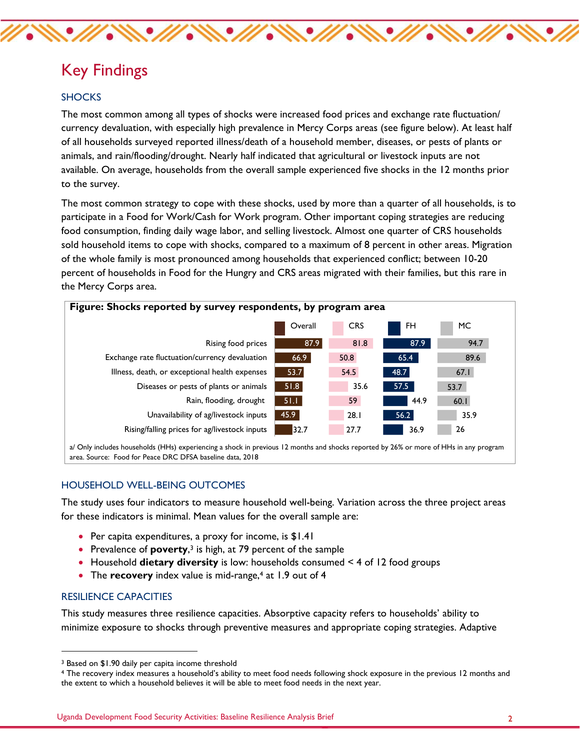## Key Findings

### SHOCKS

The most common among all types of shocks were increased food prices and exchange rate fluctuation/ currency devaluation, with especially high prevalence in Mercy Corps areas (see figure below). At least half of all households surveyed reported illness/death of a household member, diseases, or pests of plants or animals, and rain/flooding/drought. Nearly half indicated that agricultural or livestock inputs are not available. On average, households from the overall sample experienced five shocks in the 12 months prior to the survey.

The most common strategy to cope with these shocks, used by more than a quarter of all households, is to participate in a Food for Work/Cash for Work program. Other important coping strategies are reducing food consumption, finding daily wage labor, and selling livestock. Almost one quarter of CRS households sold household items to cope with shocks, compared to a maximum of 8 percent in other areas. Migration of the whole family is most pronounced among households that experienced conflict; between 10-20 percent of households in Food for the Hungry and CRS areas migrated with their families, but this rare in the Mercy Corps area.

**Figure: Shocks reported by survey respondents, by program area**

| | Overall | CRS | FH | MC |
|---|---|---|---|---|
| Rising food prices | 87.9 | 81.8 | 87.9 | 94.7 |
| Exchange rate fluctuation/currency devaluation | 66.9 | 50.8 | 65.4 | 89.6 |
| Illness, death, or exceptional health expenses | 53.7 | 54.5 | 48.7 | 67.1 |
| Diseases or pests of plants or animals | 51.8 | 35.6 | 57.5 | 53.7 |
| Rain, flooding, drought | 51.1 | 59 | 44.9 | 60.1 |
| Unavailability of ag/livestock inputs | 45.9 | 28.1 | 56.2 | 35.9 |
| Rising/falling prices for ag/livestock inputs | 32.7 | 27.7 | 36.9 | 26 |

a/ Only includes households (HHs) experiencing a shock in previous 12 months and shocks reported by 26% or more of HHs in any program area. Source: Food for Peace DRC DFSA baseline data, 2018

### HOUSEHOLD WELL-BEING OUTCOMES

The study uses four indicators to measure household well-being. Variation across the three project areas for these indicators is minimal. Mean values for the overall sample are:

- Per capita expenditures, a proxy for income, is $1.41
- Prevalence of **poverty**,[3] is high, at 79 percent of the sample
- Household **dietary diversity** is low: households consumed < 4 of 12 food groups
- The **recovery** index value is mid-range,[4] at 1.9 out of 4

### RESILIENCE CAPACITIES

This study measures three resilience capacities. Absorptive capacity refers to households' ability to minimize exposure to shocks through preventive measures and appropriate coping strategies. Adaptive

---

[3] Based on $1.90 daily per capita income threshold

[4] The recovery index measures a household's ability to meet food needs following shock exposure in the previous 12 months and the extent to which a household believes it will be able to meet food needs in the next year.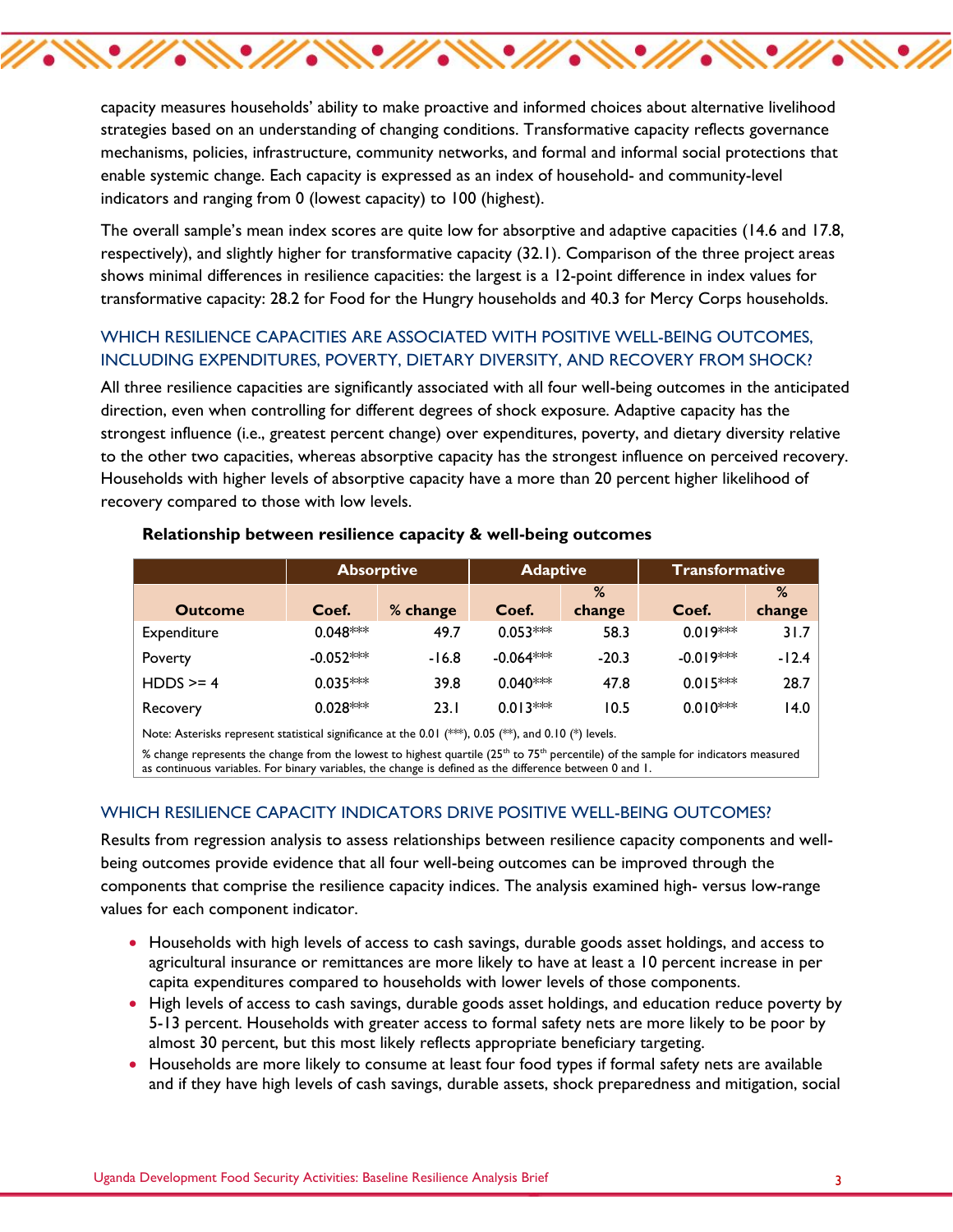capacity measures households' ability to make proactive and informed choices about alternative livelihood strategies based on an understanding of changing conditions. Transformative capacity reflects governance mechanisms, policies, infrastructure, community networks, and formal and informal social protections that enable systemic change. Each capacity is expressed as an index of household- and community-level indicators and ranging from 0 (lowest capacity) to 100 (highest).

The overall sample's mean index scores are quite low for absorptive and adaptive capacities (14.6 and 17.8, respectively), and slightly higher for transformative capacity (32.1). Comparison of the three project areas shows minimal differences in resilience capacities: the largest is a 12-point difference in index values for transformative capacity: 28.2 for Food for the Hungry households and 40.3 for Mercy Corps households.

## WHICH RESILIENCE CAPACITIES ARE ASSOCIATED WITH POSITIVE WELL-BEING OUTCOMES, INCLUDING EXPENDITURES, POVERTY, DIETARY DIVERSITY, AND RECOVERY FROM SHOCK?

All three resilience capacities are significantly associated with all four well-being outcomes in the anticipated direction, even when controlling for different degrees of shock exposure. Adaptive capacity has the strongest influence (i.e., greatest percent change) over expenditures, poverty, and dietary diversity relative to the other two capacities, whereas absorptive capacity has the strongest influence on perceived recovery. Households with higher levels of absorptive capacity have a more than 20 percent higher likelihood of recovery compared to those with low levels.

**Relationship between resilience capacity & well-being outcomes**

| | Absorptive | | Adaptive | | Transformative | |
|---|---|---|---|---|---|---|
| **Outcome** | **Coef.** | **% change** | **Coef.** | **% change** | **Coef.** | **% change** |
| Expenditure | 0.048*** | 49.7 | 0.053*** | 58.3 | 0.019*** | 31.7 |
| Poverty | -0.052*** | -16.8 | -0.064*** | -20.3 | -0.019*** | -12.4 |
| HDDS >= 4 | 0.035*** | 39.8 | 0.040*** | 47.8 | 0.015*** | 28.7 |
| Recovery | 0.028*** | 23.1 | 0.013*** | 10.5 | 0.010*** | 14.0 |

Note: Asterisks represent statistical significance at the 0.01 (***), 0.05 (**), and 0.10 (*) levels.

% change represents the change from the lowest to highest quartile (25th to 75th percentile) of the sample for indicators measured as continuous variables. For binary variables, the change is defined as the difference between 0 and 1.

## WHICH RESILIENCE CAPACITY INDICATORS DRIVE POSITIVE WELL-BEING OUTCOMES?

Results from regression analysis to assess relationships between resilience capacity components and well-being outcomes provide evidence that all four well-being outcomes can be improved through the components that comprise the resilience capacity indices. The analysis examined high- versus low-range values for each component indicator.

- Households with high levels of access to cash savings, durable goods asset holdings, and access to agricultural insurance or remittances are more likely to have at least a 10 percent increase in per capita expenditures compared to households with lower levels of those components.
- High levels of access to cash savings, durable goods asset holdings, and education reduce poverty by 5-13 percent. Households with greater access to formal safety nets are more likely to be poor by almost 30 percent, but this most likely reflects appropriate beneficiary targeting.
- Households are more likely to consume at least four food types if formal safety nets are available and if they have high levels of cash savings, durable assets, shock preparedness and mitigation, social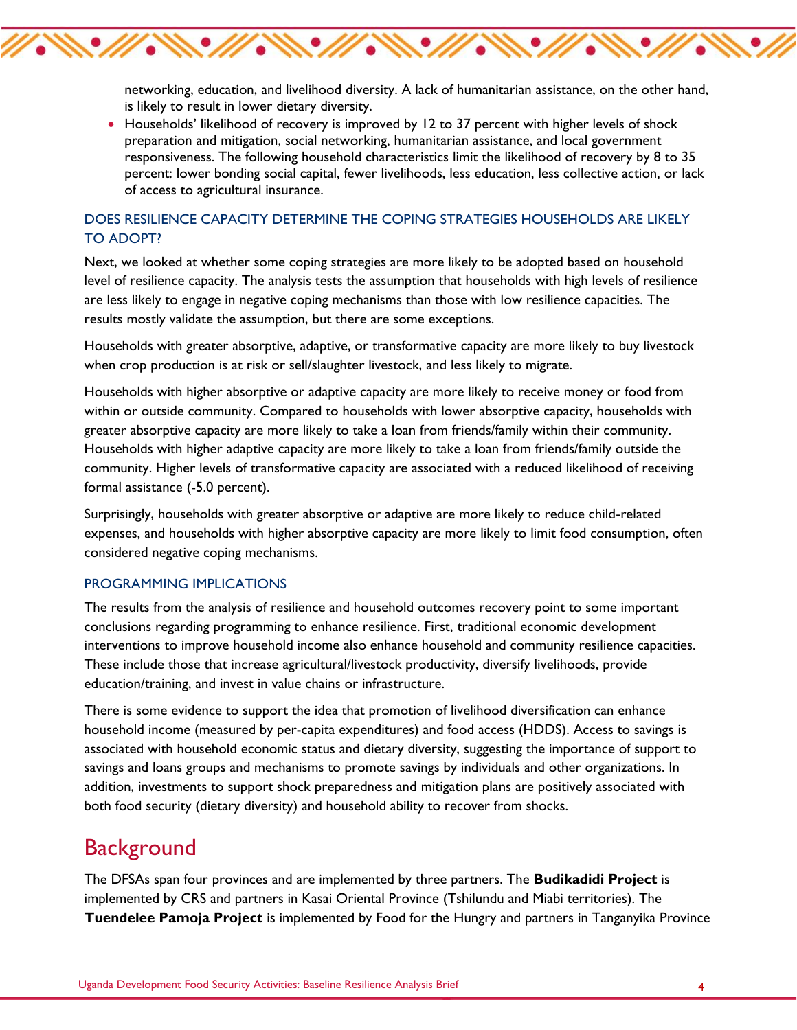networking, education, and livelihood diversity. A lack of humanitarian assistance, on the other hand, is likely to result in lower dietary diversity.

- Households' likelihood of recovery is improved by 12 to 37 percent with higher levels of shock preparation and mitigation, social networking, humanitarian assistance, and local government responsiveness. The following household characteristics limit the likelihood of recovery by 8 to 35 percent: lower bonding social capital, fewer livelihoods, less education, less collective action, or lack of access to agricultural insurance.

### DOES RESILIENCE CAPACITY DETERMINE THE COPING STRATEGIES HOUSEHOLDS ARE LIKELY TO ADOPT?

Next, we looked at whether some coping strategies are more likely to be adopted based on household level of resilience capacity. The analysis tests the assumption that households with high levels of resilience are less likely to engage in negative coping mechanisms than those with low resilience capacities. The results mostly validate the assumption, but there are some exceptions.

Households with greater absorptive, adaptive, or transformative capacity are more likely to buy livestock when crop production is at risk or sell/slaughter livestock, and less likely to migrate.

Households with higher absorptive or adaptive capacity are more likely to receive money or food from within or outside community. Compared to households with lower absorptive capacity, households with greater absorptive capacity are more likely to take a loan from friends/family within their community. Households with higher adaptive capacity are more likely to take a loan from friends/family outside the community. Higher levels of transformative capacity are associated with a reduced likelihood of receiving formal assistance (-5.0 percent).

Surprisingly, households with greater absorptive or adaptive are more likely to reduce child-related expenses, and households with higher absorptive capacity are more likely to limit food consumption, often considered negative coping mechanisms.

### PROGRAMMING IMPLICATIONS

The results from the analysis of resilience and household outcomes recovery point to some important conclusions regarding programming to enhance resilience. First, traditional economic development interventions to improve household income also enhance household and community resilience capacities. These include those that increase agricultural/livestock productivity, diversify livelihoods, provide education/training, and invest in value chains or infrastructure.

There is some evidence to support the idea that promotion of livelihood diversification can enhance household income (measured by per-capita expenditures) and food access (HDDS). Access to savings is associated with household economic status and dietary diversity, suggesting the importance of support to savings and loans groups and mechanisms to promote savings by individuals and other organizations. In addition, investments to support shock preparedness and mitigation plans are positively associated with both food security (dietary diversity) and household ability to recover from shocks.

## Background

The DFSAs span four provinces and are implemented by three partners. The **Budikadidi Project** is implemented by CRS and partners in Kasai Oriental Province (Tshilundu and Miabi territories). The **Tuendelee Pamoja Project** is implemented by Food for the Hungry and partners in Tanganyika Province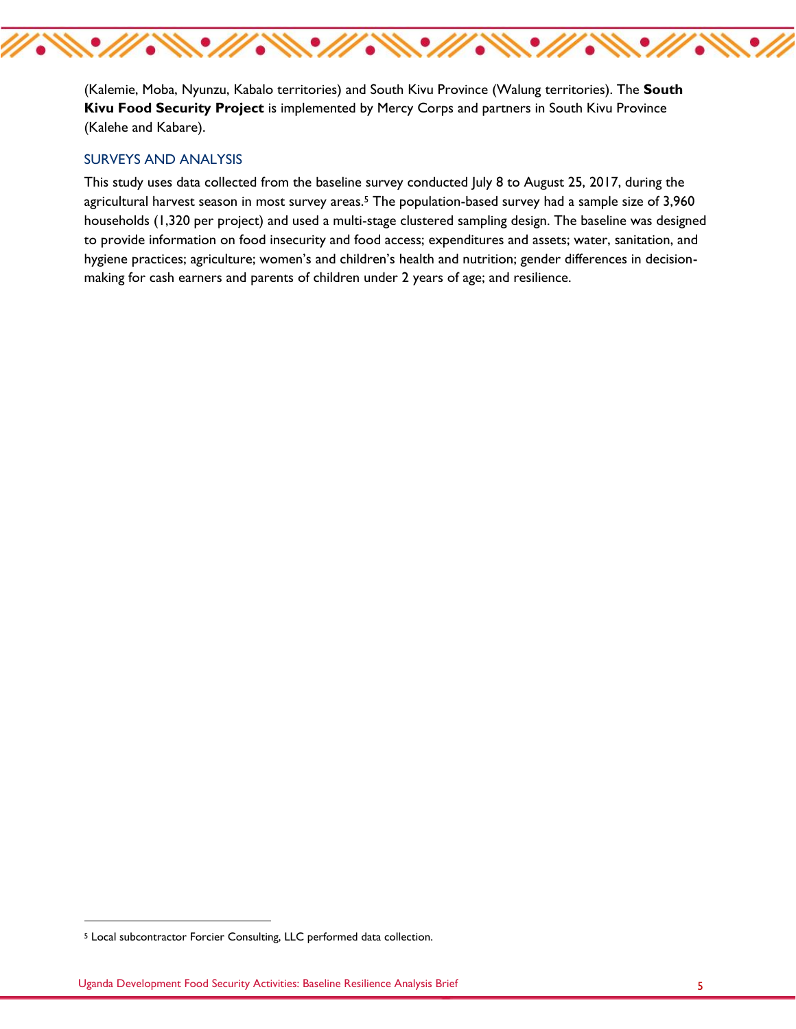(Kalemie, Moba, Nyunzu, Kabalo territories) and South Kivu Province (Walung territories). The **South Kivu Food Security Project** is implemented by Mercy Corps and partners in South Kivu Province (Kalehe and Kabare).

## SURVEYS AND ANALYSIS

This study uses data collected from the baseline survey conducted July 8 to August 25, 2017, during the agricultural harvest season in most survey areas.[5] The population-based survey had a sample size of 3,960 households (1,320 per project) and used a multi-stage clustered sampling design. The baseline was designed to provide information on food insecurity and food access; expenditures and assets; water, sanitation, and hygiene practices; agriculture; women's and children's health and nutrition; gender differences in decision-making for cash earners and parents of children under 2 years of age; and resilience.

[5] Local subcontractor Forcier Consulting, LLC performed data collection.